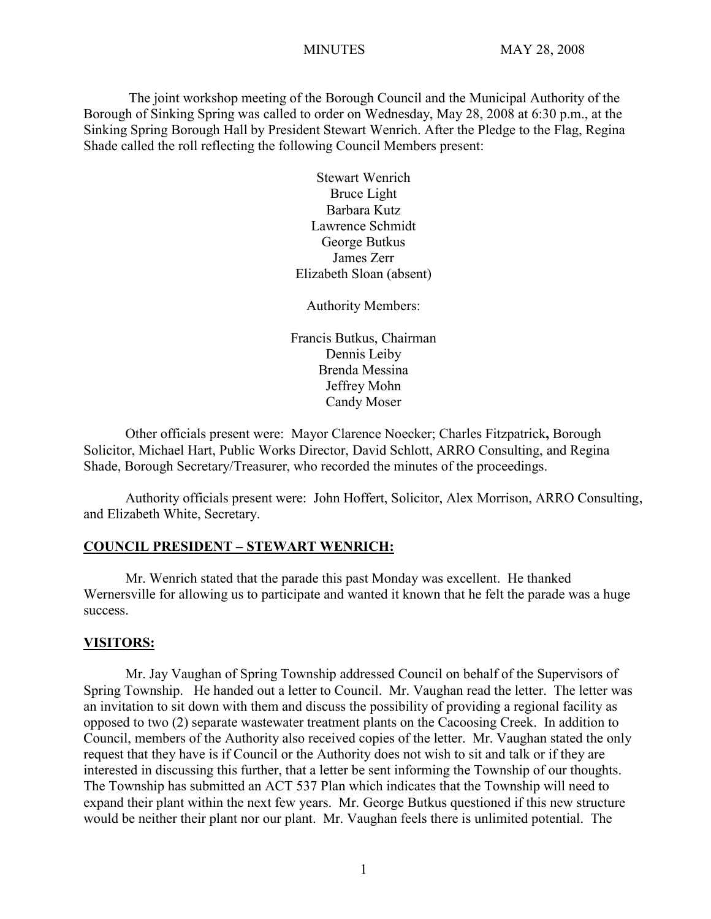MINUTES MAY 28, 2008

The joint workshop meeting of the Borough Council and the Municipal Authority of the Borough of Sinking Spring was called to order on Wednesday, May 28, 2008 at 6:30 p.m., at the Sinking Spring Borough Hall by President Stewart Wenrich. After the Pledge to the Flag, Regina Shade called the roll reflecting the following Council Members present:

Stewart Wenrich
Bruce Light
Barbara Kutz
Lawrence Schmidt
George Butkus
James Zerr
Elizabeth Sloan (absent)

Authority Members:

Francis Butkus, Chairman
Dennis Leiby
Brenda Messina
Jeffrey Mohn
Candy Moser

Other officials present were: Mayor Clarence Noecker; Charles Fitzpatrick**,** Borough Solicitor, Michael Hart, Public Works Director, David Schlott, ARRO Consulting, and Regina Shade, Borough Secretary/Treasurer, who recorded the minutes of the proceedings.

Authority officials present were: John Hoffert, Solicitor, Alex Morrison, ARRO Consulting, and Elizabeth White, Secretary.

**COUNCIL PRESIDENT – STEWART WENRICH:**

Mr. Wenrich stated that the parade this past Monday was excellent. He thanked Wernersville for allowing us to participate and wanted it known that he felt the parade was a huge success.

**VISITORS:**

Mr. Jay Vaughan of Spring Township addressed Council on behalf of the Supervisors of Spring Township. He handed out a letter to Council. Mr. Vaughan read the letter. The letter was an invitation to sit down with them and discuss the possibility of providing a regional facility as opposed to two (2) separate wastewater treatment plants on the Cacoosing Creek. In addition to Council, members of the Authority also received copies of the letter. Mr. Vaughan stated the only request that they have is if Council or the Authority does not wish to sit and talk or if they are interested in discussing this further, that a letter be sent informing the Township of our thoughts. The Township has submitted an ACT 537 Plan which indicates that the Township will need to expand their plant within the next few years. Mr. George Butkus questioned if this new structure would be neither their plant nor our plant. Mr. Vaughan feels there is unlimited potential. The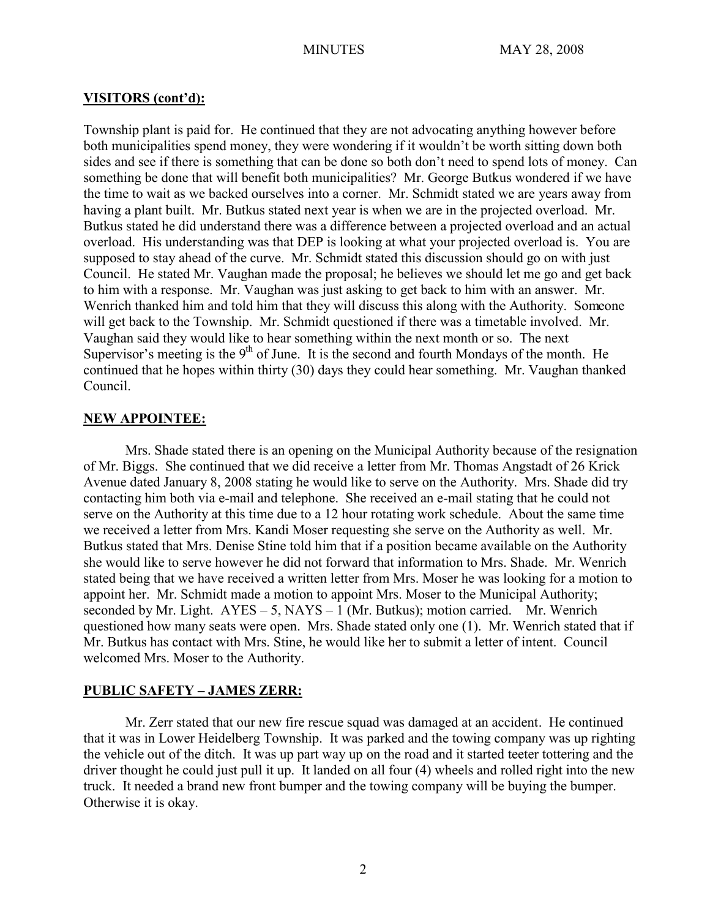## VISITORS (cont'd):

Township plant is paid for. He continued that they are not advocating anything however before both municipalities spend money, they were wondering if it wouldn't be worth sitting down both sides and see if there is something that can be done so both don't need to spend lots of money. Can something be done that will benefit both municipalities? Mr. George Butkus wondered if we have the time to wait as we backed ourselves into a corner. Mr. Schmidt stated we are years away from having a plant built. Mr. Butkus stated next year is when we are in the projected overload. Mr. Butkus stated he did understand there was a difference between a projected overload and an actual overload. His understanding was that DEP is looking at what your projected overload is. You are supposed to stay ahead of the curve. Mr. Schmidt stated this discussion should go on with just Council. He stated Mr. Vaughan made the proposal; he believes we should let me go and get back to him with a response. Mr. Vaughan was just asking to get back to him with an answer. Mr. Wenrich thanked him and told him that they will discuss this along with the Authority. Someone will get back to the Township. Mr. Schmidt questioned if there was a timetable involved. Mr. Vaughan said they would like to hear something within the next month or so. The next Supervisor's meeting is the 9th of June. It is the second and fourth Mondays of the month. He continued that he hopes within thirty (30) days they could hear something. Mr. Vaughan thanked Council.

## NEW APPOINTEE:

Mrs. Shade stated there is an opening on the Municipal Authority because of the resignation of Mr. Biggs. She continued that we did receive a letter from Mr. Thomas Angstadt of 26 Krick Avenue dated January 8, 2008 stating he would like to serve on the Authority. Mrs. Shade did try contacting him both via e-mail and telephone. She received an e-mail stating that he could not serve on the Authority at this time due to a 12 hour rotating work schedule. About the same time we received a letter from Mrs. Kandi Moser requesting she serve on the Authority as well. Mr. Butkus stated that Mrs. Denise Stine told him that if a position became available on the Authority she would like to serve however he did not forward that information to Mrs. Shade. Mr. Wenrich stated being that we have received a written letter from Mrs. Moser he was looking for a motion to appoint her. Mr. Schmidt made a motion to appoint Mrs. Moser to the Municipal Authority; seconded by Mr. Light. AYES – 5, NAYS – 1 (Mr. Butkus); motion carried. Mr. Wenrich questioned how many seats were open. Mrs. Shade stated only one (1). Mr. Wenrich stated that if Mr. Butkus has contact with Mrs. Stine, he would like her to submit a letter of intent. Council welcomed Mrs. Moser to the Authority.

## PUBLIC SAFETY – JAMES ZERR:

Mr. Zerr stated that our new fire rescue squad was damaged at an accident. He continued that it was in Lower Heidelberg Township. It was parked and the towing company was up righting the vehicle out of the ditch. It was up part way up on the road and it started teeter tottering and the driver thought he could just pull it up. It landed on all four (4) wheels and rolled right into the new truck. It needed a brand new front bumper and the towing company will be buying the bumper. Otherwise it is okay.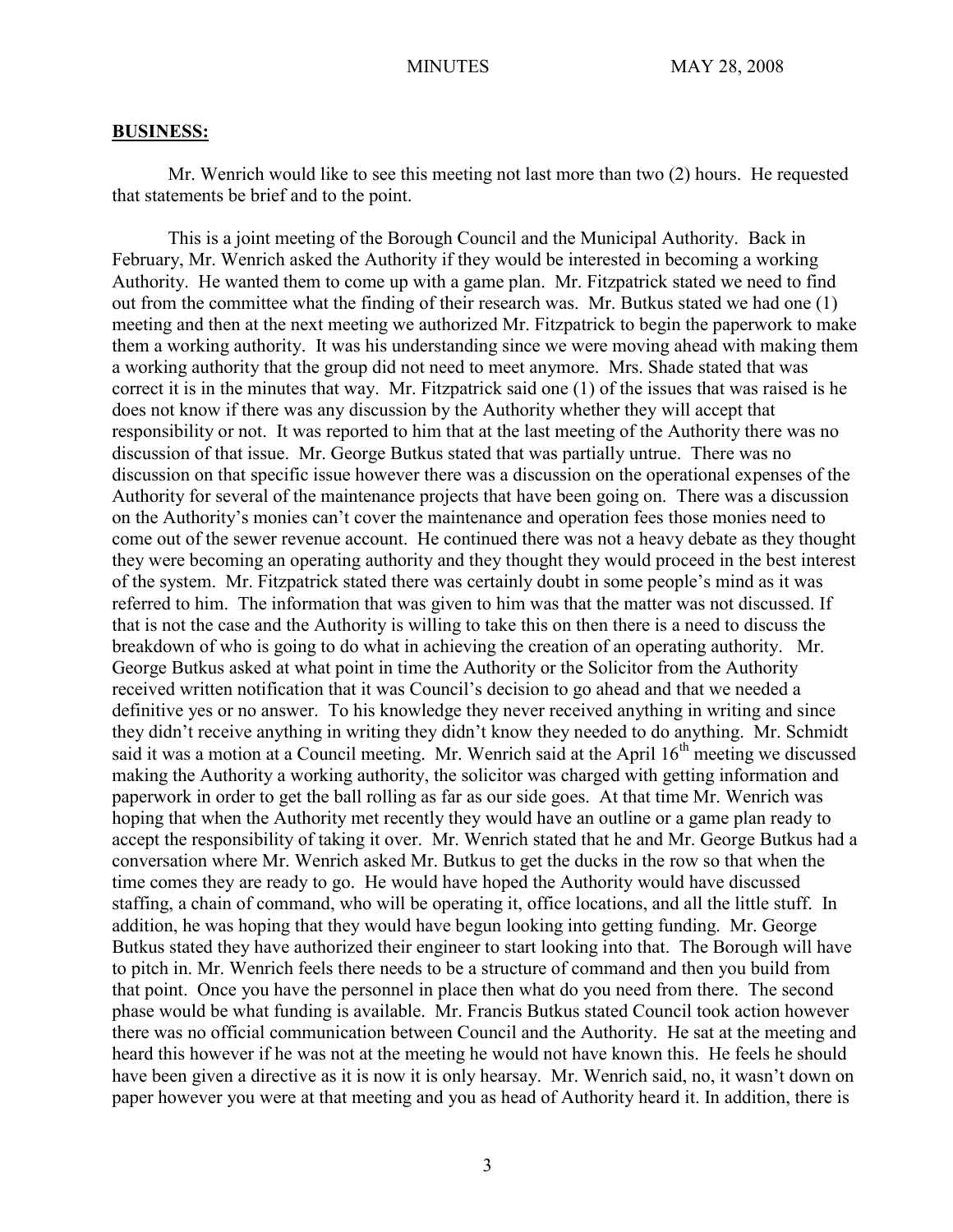## **BUSINESS:**

Mr. Wenrich would like to see this meeting not last more than two (2) hours. He requested that statements be brief and to the point.

This is a joint meeting of the Borough Council and the Municipal Authority. Back in February, Mr. Wenrich asked the Authority if they would be interested in becoming a working Authority. He wanted them to come up with a game plan. Mr. Fitzpatrick stated we need to find out from the committee what the finding of their research was. Mr. Butkus stated we had one (1) meeting and then at the next meeting we authorized Mr. Fitzpatrick to begin the paperwork to make them a working authority. It was his understanding since we were moving ahead with making them a working authority that the group did not need to meet anymore. Mrs. Shade stated that was correct it is in the minutes that way. Mr. Fitzpatrick said one (1) of the issues that was raised is he does not know if there was any discussion by the Authority whether they will accept that responsibility or not. It was reported to him that at the last meeting of the Authority there was no discussion of that issue. Mr. George Butkus stated that was partially untrue. There was no discussion on that specific issue however there was a discussion on the operational expenses of the Authority for several of the maintenance projects that have been going on. There was a discussion on the Authority's monies can't cover the maintenance and operation fees those monies need to come out of the sewer revenue account. He continued there was not a heavy debate as they thought they were becoming an operating authority and they thought they would proceed in the best interest of the system. Mr. Fitzpatrick stated there was certainly doubt in some people's mind as it was referred to him. The information that was given to him was that the matter was not discussed. If that is not the case and the Authority is willing to take this on then there is a need to discuss the breakdown of who is going to do what in achieving the creation of an operating authority. Mr. George Butkus asked at what point in time the Authority or the Solicitor from the Authority received written notification that it was Council's decision to go ahead and that we needed a definitive yes or no answer. To his knowledge they never received anything in writing and since they didn't receive anything in writing they didn't know they needed to do anything. Mr. Schmidt said it was a motion at a Council meeting. Mr. Wenrich said at the April 16th meeting we discussed making the Authority a working authority, the solicitor was charged with getting information and paperwork in order to get the ball rolling as far as our side goes. At that time Mr. Wenrich was hoping that when the Authority met recently they would have an outline or a game plan ready to accept the responsibility of taking it over. Mr. Wenrich stated that he and Mr. George Butkus had a conversation where Mr. Wenrich asked Mr. Butkus to get the ducks in the row so that when the time comes they are ready to go. He would have hoped the Authority would have discussed staffing, a chain of command, who will be operating it, office locations, and all the little stuff. In addition, he was hoping that they would have begun looking into getting funding. Mr. George Butkus stated they have authorized their engineer to start looking into that. The Borough will have to pitch in. Mr. Wenrich feels there needs to be a structure of command and then you build from that point. Once you have the personnel in place then what do you need from there. The second phase would be what funding is available. Mr. Francis Butkus stated Council took action however there was no official communication between Council and the Authority. He sat at the meeting and heard this however if he was not at the meeting he would not have known this. He feels he should have been given a directive as it is now it is only hearsay. Mr. Wenrich said, no, it wasn't down on paper however you were at that meeting and you as head of Authority heard it. In addition, there is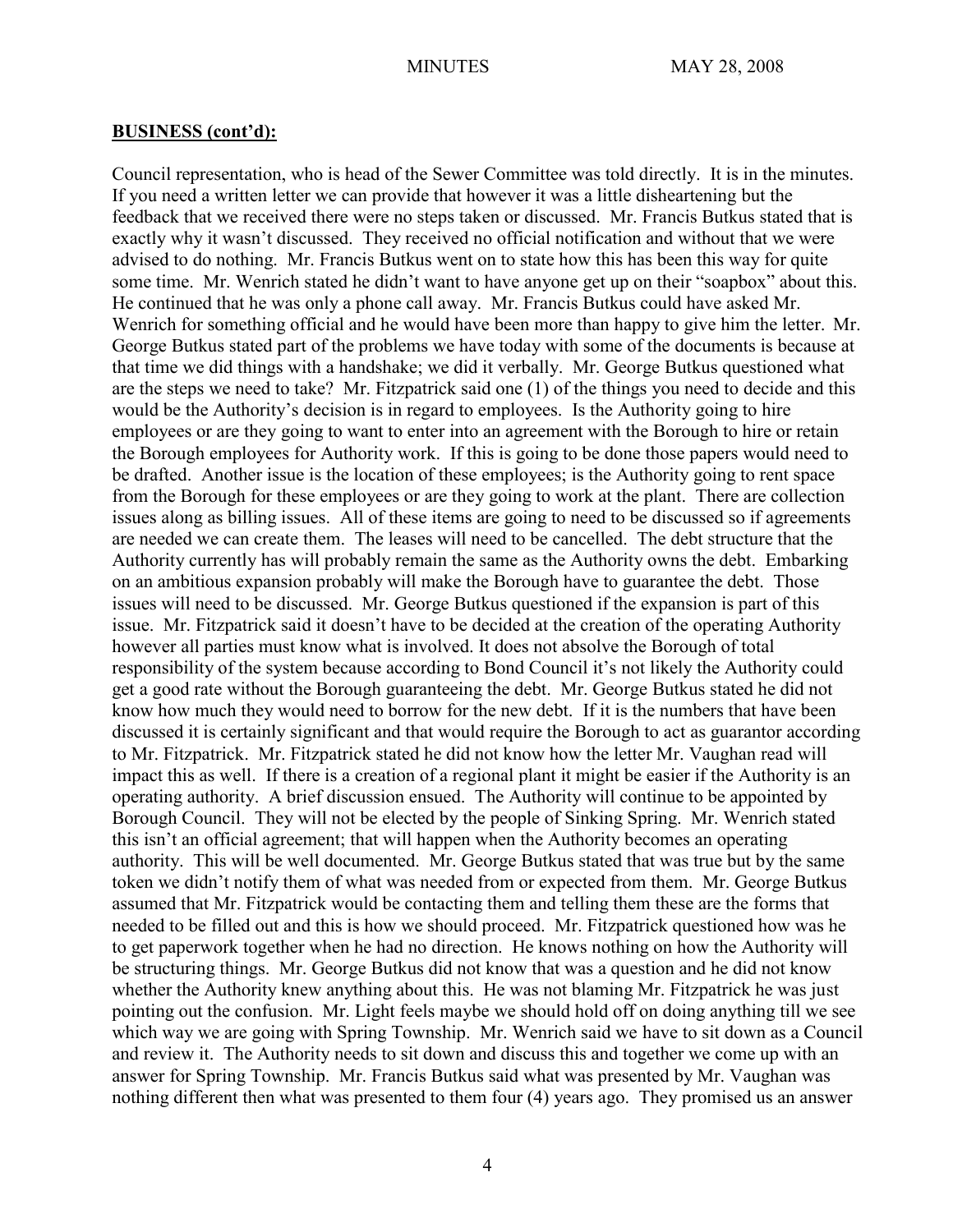**BUSINESS (cont'd):**

Council representation, who is head of the Sewer Committee was told directly. It is in the minutes. If you need a written letter we can provide that however it was a little disheartening but the feedback that we received there were no steps taken or discussed. Mr. Francis Butkus stated that is exactly why it wasn't discussed. They received no official notification and without that we were advised to do nothing. Mr. Francis Butkus went on to state how this has been this way for quite some time. Mr. Wenrich stated he didn't want to have anyone get up on their "soapbox" about this. He continued that he was only a phone call away. Mr. Francis Butkus could have asked Mr. Wenrich for something official and he would have been more than happy to give him the letter. Mr. George Butkus stated part of the problems we have today with some of the documents is because at that time we did things with a handshake; we did it verbally. Mr. George Butkus questioned what are the steps we need to take? Mr. Fitzpatrick said one (1) of the things you need to decide and this would be the Authority's decision is in regard to employees. Is the Authority going to hire employees or are they going to want to enter into an agreement with the Borough to hire or retain the Borough employees for Authority work. If this is going to be done those papers would need to be drafted. Another issue is the location of these employees; is the Authority going to rent space from the Borough for these employees or are they going to work at the plant. There are collection issues along as billing issues. All of these items are going to need to be discussed so if agreements are needed we can create them. The leases will need to be cancelled. The debt structure that the Authority currently has will probably remain the same as the Authority owns the debt. Embarking on an ambitious expansion probably will make the Borough have to guarantee the debt. Those issues will need to be discussed. Mr. George Butkus questioned if the expansion is part of this issue. Mr. Fitzpatrick said it doesn't have to be decided at the creation of the operating Authority however all parties must know what is involved. It does not absolve the Borough of total responsibility of the system because according to Bond Council it's not likely the Authority could get a good rate without the Borough guaranteeing the debt. Mr. George Butkus stated he did not know how much they would need to borrow for the new debt. If it is the numbers that have been discussed it is certainly significant and that would require the Borough to act as guarantor according to Mr. Fitzpatrick. Mr. Fitzpatrick stated he did not know how the letter Mr. Vaughan read will impact this as well. If there is a creation of a regional plant it might be easier if the Authority is an operating authority. A brief discussion ensued. The Authority will continue to be appointed by Borough Council. They will not be elected by the people of Sinking Spring. Mr. Wenrich stated this isn't an official agreement; that will happen when the Authority becomes an operating authority. This will be well documented. Mr. George Butkus stated that was true but by the same token we didn't notify them of what was needed from or expected from them. Mr. George Butkus assumed that Mr. Fitzpatrick would be contacting them and telling them these are the forms that needed to be filled out and this is how we should proceed. Mr. Fitzpatrick questioned how was he to get paperwork together when he had no direction. He knows nothing on how the Authority will be structuring things. Mr. George Butkus did not know that was a question and he did not know whether the Authority knew anything about this. He was not blaming Mr. Fitzpatrick he was just pointing out the confusion. Mr. Light feels maybe we should hold off on doing anything till we see which way we are going with Spring Township. Mr. Wenrich said we have to sit down as a Council and review it. The Authority needs to sit down and discuss this and together we come up with an answer for Spring Township. Mr. Francis Butkus said what was presented by Mr. Vaughan was nothing different then what was presented to them four (4) years ago. They promised us an answer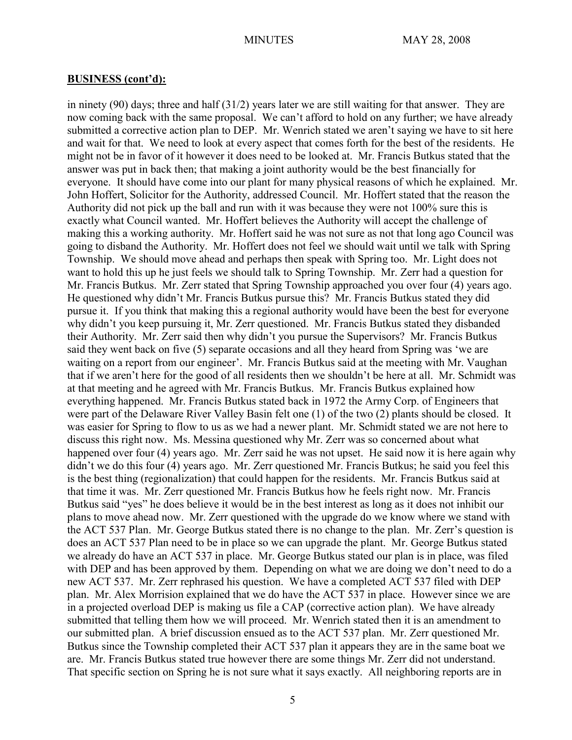**BUSINESS (cont'd):**

in ninety (90) days; three and half (31/2) years later we are still waiting for that answer. They are now coming back with the same proposal. We can't afford to hold on any further; we have already submitted a corrective action plan to DEP. Mr. Wenrich stated we aren't saying we have to sit here and wait for that. We need to look at every aspect that comes forth for the best of the residents. He might not be in favor of it however it does need to be looked at. Mr. Francis Butkus stated that the answer was put in back then; that making a joint authority would be the best financially for everyone. It should have come into our plant for many physical reasons of which he explained. Mr. John Hoffert, Solicitor for the Authority, addressed Council. Mr. Hoffert stated that the reason the Authority did not pick up the ball and run with it was because they were not 100% sure this is exactly what Council wanted. Mr. Hoffert believes the Authority will accept the challenge of making this a working authority. Mr. Hoffert said he was not sure as not that long ago Council was going to disband the Authority. Mr. Hoffert does not feel we should wait until we talk with Spring Township. We should move ahead and perhaps then speak with Spring too. Mr. Light does not want to hold this up he just feels we should talk to Spring Township. Mr. Zerr had a question for Mr. Francis Butkus. Mr. Zerr stated that Spring Township approached you over four (4) years ago. He questioned why didn't Mr. Francis Butkus pursue this? Mr. Francis Butkus stated they did pursue it. If you think that making this a regional authority would have been the best for everyone why didn't you keep pursuing it, Mr. Zerr questioned. Mr. Francis Butkus stated they disbanded their Authority. Mr. Zerr said then why didn't you pursue the Supervisors? Mr. Francis Butkus said they went back on five (5) separate occasions and all they heard from Spring was 'we are waiting on a report from our engineer'. Mr. Francis Butkus said at the meeting with Mr. Vaughan that if we aren't here for the good of all residents then we shouldn't be here at all. Mr. Schmidt was at that meeting and he agreed with Mr. Francis Butkus. Mr. Francis Butkus explained how everything happened. Mr. Francis Butkus stated back in 1972 the Army Corp. of Engineers that were part of the Delaware River Valley Basin felt one (1) of the two (2) plants should be closed. It was easier for Spring to flow to us as we had a newer plant. Mr. Schmidt stated we are not here to discuss this right now. Ms. Messina questioned why Mr. Zerr was so concerned about what happened over four (4) years ago. Mr. Zerr said he was not upset. He said now it is here again why didn't we do this four (4) years ago. Mr. Zerr questioned Mr. Francis Butkus; he said you feel this is the best thing (regionalization) that could happen for the residents. Mr. Francis Butkus said at that time it was. Mr. Zerr questioned Mr. Francis Butkus how he feels right now. Mr. Francis Butkus said "yes" he does believe it would be in the best interest as long as it does not inhibit our plans to move ahead now. Mr. Zerr questioned with the upgrade do we know where we stand with the ACT 537 Plan. Mr. George Butkus stated there is no change to the plan. Mr. Zerr's question is does an ACT 537 Plan need to be in place so we can upgrade the plant. Mr. George Butkus stated we already do have an ACT 537 in place. Mr. George Butkus stated our plan is in place, was filed with DEP and has been approved by them. Depending on what we are doing we don't need to do a new ACT 537. Mr. Zerr rephrased his question. We have a completed ACT 537 filed with DEP plan. Mr. Alex Morrision explained that we do have the ACT 537 in place. However since we are in a projected overload DEP is making us file a CAP (corrective action plan). We have already submitted that telling them how we will proceed. Mr. Wenrich stated then it is an amendment to our submitted plan. A brief discussion ensued as to the ACT 537 plan. Mr. Zerr questioned Mr. Butkus since the Township completed their ACT 537 plan it appears they are in the same boat we are. Mr. Francis Butkus stated true however there are some things Mr. Zerr did not understand. That specific section on Spring he is not sure what it says exactly. All neighboring reports are in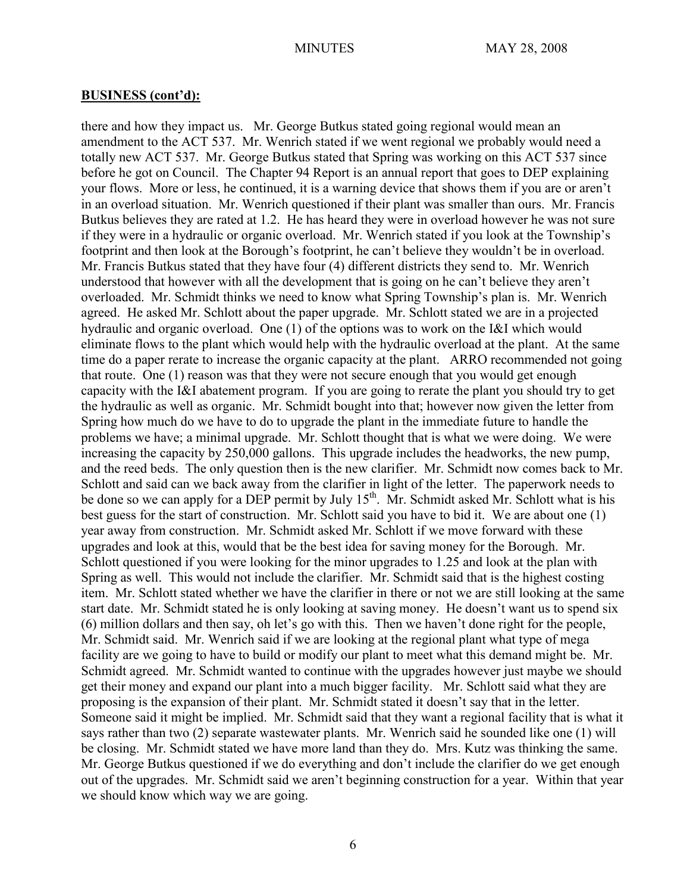**BUSINESS (cont'd):**

there and how they impact us. Mr. George Butkus stated going regional would mean an amendment to the ACT 537. Mr. Wenrich stated if we went regional we probably would need a totally new ACT 537. Mr. George Butkus stated that Spring was working on this ACT 537 since before he got on Council. The Chapter 94 Report is an annual report that goes to DEP explaining your flows. More or less, he continued, it is a warning device that shows them if you are or aren't in an overload situation. Mr. Wenrich questioned if their plant was smaller than ours. Mr. Francis Butkus believes they are rated at 1.2. He has heard they were in overload however he was not sure if they were in a hydraulic or organic overload. Mr. Wenrich stated if you look at the Township's footprint and then look at the Borough's footprint, he can't believe they wouldn't be in overload. Mr. Francis Butkus stated that they have four (4) different districts they send to. Mr. Wenrich understood that however with all the development that is going on he can't believe they aren't overloaded. Mr. Schmidt thinks we need to know what Spring Township's plan is. Mr. Wenrich agreed. He asked Mr. Schlott about the paper upgrade. Mr. Schlott stated we are in a projected hydraulic and organic overload. One (1) of the options was to work on the I&I which would eliminate flows to the plant which would help with the hydraulic overload at the plant. At the same time do a paper rerate to increase the organic capacity at the plant. ARRO recommended not going that route. One (1) reason was that they were not secure enough that you would get enough capacity with the I&I abatement program. If you are going to rerate the plant you should try to get the hydraulic as well as organic. Mr. Schmidt bought into that; however now given the letter from Spring how much do we have to do to upgrade the plant in the immediate future to handle the problems we have; a minimal upgrade. Mr. Schlott thought that is what we were doing. We were increasing the capacity by 250,000 gallons. This upgrade includes the headworks, the new pump, and the reed beds. The only question then is the new clarifier. Mr. Schmidt now comes back to Mr. Schlott and said can we back away from the clarifier in light of the letter. The paperwork needs to be done so we can apply for a DEP permit by July 15th. Mr. Schmidt asked Mr. Schlott what is his best guess for the start of construction. Mr. Schlott said you have to bid it. We are about one (1) year away from construction. Mr. Schmidt asked Mr. Schlott if we move forward with these upgrades and look at this, would that be the best idea for saving money for the Borough. Mr. Schlott questioned if you were looking for the minor upgrades to 1.25 and look at the plan with Spring as well. This would not include the clarifier. Mr. Schmidt said that is the highest costing item. Mr. Schlott stated whether we have the clarifier in there or not we are still looking at the same start date. Mr. Schmidt stated he is only looking at saving money. He doesn't want us to spend six (6) million dollars and then say, oh let's go with this. Then we haven't done right for the people, Mr. Schmidt said. Mr. Wenrich said if we are looking at the regional plant what type of mega facility are we going to have to build or modify our plant to meet what this demand might be. Mr. Schmidt agreed. Mr. Schmidt wanted to continue with the upgrades however just maybe we should get their money and expand our plant into a much bigger facility. Mr. Schlott said what they are proposing is the expansion of their plant. Mr. Schmidt stated it doesn't say that in the letter. Someone said it might be implied. Mr. Schmidt said that they want a regional facility that is what it says rather than two (2) separate wastewater plants. Mr. Wenrich said he sounded like one (1) will be closing. Mr. Schmidt stated we have more land than they do. Mrs. Kutz was thinking the same. Mr. George Butkus questioned if we do everything and don't include the clarifier do we get enough out of the upgrades. Mr. Schmidt said we aren't beginning construction for a year. Within that year we should know which way we are going.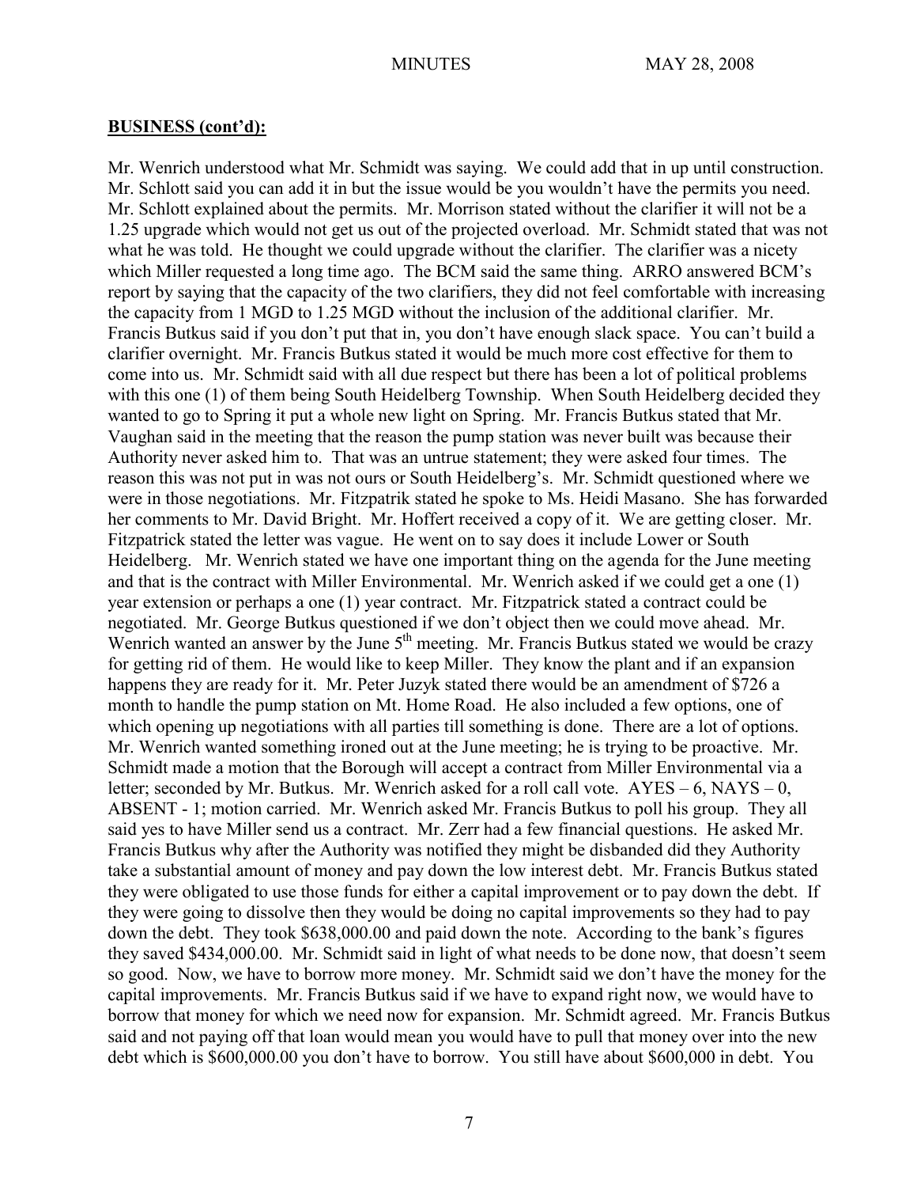**BUSINESS (cont'd):**

Mr. Wenrich understood what Mr. Schmidt was saying. We could add that in up until construction. Mr. Schlott said you can add it in but the issue would be you wouldn't have the permits you need. Mr. Schlott explained about the permits. Mr. Morrison stated without the clarifier it will not be a 1.25 upgrade which would not get us out of the projected overload. Mr. Schmidt stated that was not what he was told. He thought we could upgrade without the clarifier. The clarifier was a nicety which Miller requested a long time ago. The BCM said the same thing. ARRO answered BCM's report by saying that the capacity of the two clarifiers, they did not feel comfortable with increasing the capacity from 1 MGD to 1.25 MGD without the inclusion of the additional clarifier. Mr. Francis Butkus said if you don't put that in, you don't have enough slack space. You can't build a clarifier overnight. Mr. Francis Butkus stated it would be much more cost effective for them to come into us. Mr. Schmidt said with all due respect but there has been a lot of political problems with this one (1) of them being South Heidelberg Township. When South Heidelberg decided they wanted to go to Spring it put a whole new light on Spring. Mr. Francis Butkus stated that Mr. Vaughan said in the meeting that the reason the pump station was never built was because their Authority never asked him to. That was an untrue statement; they were asked four times. The reason this was not put in was not ours or South Heidelberg's. Mr. Schmidt questioned where we were in those negotiations. Mr. Fitzpatrik stated he spoke to Ms. Heidi Masano. She has forwarded her comments to Mr. David Bright. Mr. Hoffert received a copy of it. We are getting closer. Mr. Fitzpatrick stated the letter was vague. He went on to say does it include Lower or South Heidelberg. Mr. Wenrich stated we have one important thing on the agenda for the June meeting and that is the contract with Miller Environmental. Mr. Wenrich asked if we could get a one (1) year extension or perhaps a one (1) year contract. Mr. Fitzpatrick stated a contract could be negotiated. Mr. George Butkus questioned if we don't object then we could move ahead. Mr. Wenrich wanted an answer by the June 5th meeting. Mr. Francis Butkus stated we would be crazy for getting rid of them. He would like to keep Miller. They know the plant and if an expansion happens they are ready for it. Mr. Peter Juzyk stated there would be an amendment of $726 a month to handle the pump station on Mt. Home Road. He also included a few options, one of which opening up negotiations with all parties till something is done. There are a lot of options. Mr. Wenrich wanted something ironed out at the June meeting; he is trying to be proactive. Mr. Schmidt made a motion that the Borough will accept a contract from Miller Environmental via a letter; seconded by Mr. Butkus. Mr. Wenrich asked for a roll call vote. AYES – 6, NAYS – 0, ABSENT - 1; motion carried. Mr. Wenrich asked Mr. Francis Butkus to poll his group. They all said yes to have Miller send us a contract. Mr. Zerr had a few financial questions. He asked Mr. Francis Butkus why after the Authority was notified they might be disbanded did they Authority take a substantial amount of money and pay down the low interest debt. Mr. Francis Butkus stated they were obligated to use those funds for either a capital improvement or to pay down the debt. If they were going to dissolve then they would be doing no capital improvements so they had to pay down the debt. They took $638,000.00 and paid down the note. According to the bank's figures they saved $434,000.00. Mr. Schmidt said in light of what needs to be done now, that doesn't seem so good. Now, we have to borrow more money. Mr. Schmidt said we don't have the money for the capital improvements. Mr. Francis Butkus said if we have to expand right now, we would have to borrow that money for which we need now for expansion. Mr. Schmidt agreed. Mr. Francis Butkus said and not paying off that loan would mean you would have to pull that money over into the new debt which is $600,000.00 you don't have to borrow. You still have about $600,000 in debt. You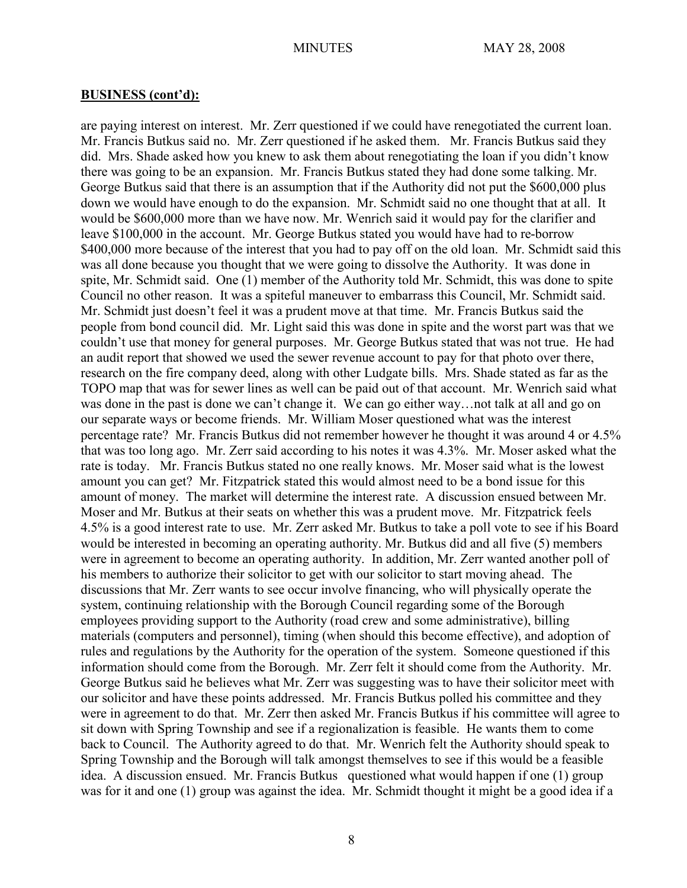## BUSINESS (cont'd):

are paying interest on interest. Mr. Zerr questioned if we could have renegotiated the current loan. Mr. Francis Butkus said no. Mr. Zerr questioned if he asked them. Mr. Francis Butkus said they did. Mrs. Shade asked how you knew to ask them about renegotiating the loan if you didn't know there was going to be an expansion. Mr. Francis Butkus stated they had done some talking. Mr. George Butkus said that there is an assumption that if the Authority did not put the $600,000 plus down we would have enough to do the expansion. Mr. Schmidt said no one thought that at all. It would be $600,000 more than we have now. Mr. Wenrich said it would pay for the clarifier and leave $100,000 in the account. Mr. George Butkus stated you would have had to re-borrow $400,000 more because of the interest that you had to pay off on the old loan. Mr. Schmidt said this was all done because you thought that we were going to dissolve the Authority. It was done in spite, Mr. Schmidt said. One (1) member of the Authority told Mr. Schmidt, this was done to spite Council no other reason. It was a spiteful maneuver to embarrass this Council, Mr. Schmidt said. Mr. Schmidt just doesn't feel it was a prudent move at that time. Mr. Francis Butkus said the people from bond council did. Mr. Light said this was done in spite and the worst part was that we couldn't use that money for general purposes. Mr. George Butkus stated that was not true. He had an audit report that showed we used the sewer revenue account to pay for that photo over there, research on the fire company deed, along with other Ludgate bills. Mrs. Shade stated as far as the TOPO map that was for sewer lines as well can be paid out of that account. Mr. Wenrich said what was done in the past is done we can't change it. We can go either way…not talk at all and go on our separate ways or become friends. Mr. William Moser questioned what was the interest percentage rate? Mr. Francis Butkus did not remember however he thought it was around 4 or 4.5% that was too long ago. Mr. Zerr said according to his notes it was 4.3%. Mr. Moser asked what the rate is today. Mr. Francis Butkus stated no one really knows. Mr. Moser said what is the lowest amount you can get? Mr. Fitzpatrick stated this would almost need to be a bond issue for this amount of money. The market will determine the interest rate. A discussion ensued between Mr. Moser and Mr. Butkus at their seats on whether this was a prudent move. Mr. Fitzpatrick feels 4.5% is a good interest rate to use. Mr. Zerr asked Mr. Butkus to take a poll vote to see if his Board would be interested in becoming an operating authority. Mr. Butkus did and all five (5) members were in agreement to become an operating authority. In addition, Mr. Zerr wanted another poll of his members to authorize their solicitor to get with our solicitor to start moving ahead. The discussions that Mr. Zerr wants to see occur involve financing, who will physically operate the system, continuing relationship with the Borough Council regarding some of the Borough employees providing support to the Authority (road crew and some administrative), billing materials (computers and personnel), timing (when should this become effective), and adoption of rules and regulations by the Authority for the operation of the system. Someone questioned if this information should come from the Borough. Mr. Zerr felt it should come from the Authority. Mr. George Butkus said he believes what Mr. Zerr was suggesting was to have their solicitor meet with our solicitor and have these points addressed. Mr. Francis Butkus polled his committee and they were in agreement to do that. Mr. Zerr then asked Mr. Francis Butkus if his committee will agree to sit down with Spring Township and see if a regionalization is feasible. He wants them to come back to Council. The Authority agreed to do that. Mr. Wenrich felt the Authority should speak to Spring Township and the Borough will talk amongst themselves to see if this would be a feasible idea. A discussion ensued. Mr. Francis Butkus questioned what would happen if one (1) group was for it and one (1) group was against the idea. Mr. Schmidt thought it might be a good idea if a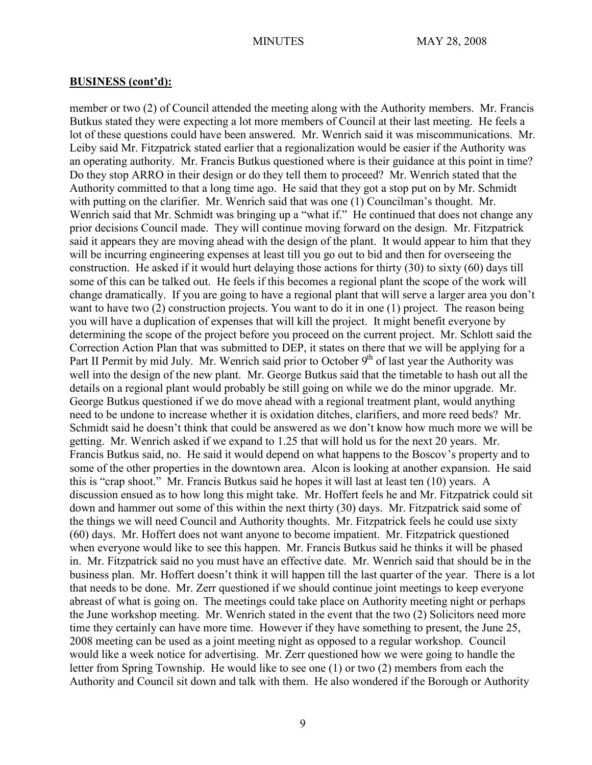**BUSINESS (cont'd):**

member or two (2) of Council attended the meeting along with the Authority members. Mr. Francis Butkus stated they were expecting a lot more members of Council at their last meeting. He feels a lot of these questions could have been answered. Mr. Wenrich said it was miscommunications. Mr. Leiby said Mr. Fitzpatrick stated earlier that a regionalization would be easier if the Authority was an operating authority. Mr. Francis Butkus questioned where is their guidance at this point in time? Do they stop ARRO in their design or do they tell them to proceed? Mr. Wenrich stated that the Authority committed to that a long time ago. He said that they got a stop put on by Mr. Schmidt with putting on the clarifier. Mr. Wenrich said that was one (1) Councilman's thought. Mr. Wenrich said that Mr. Schmidt was bringing up a "what if." He continued that does not change any prior decisions Council made. They will continue moving forward on the design. Mr. Fitzpatrick said it appears they are moving ahead with the design of the plant. It would appear to him that they will be incurring engineering expenses at least till you go out to bid and then for overseeing the construction. He asked if it would hurt delaying those actions for thirty (30) to sixty (60) days till some of this can be talked out. He feels if this becomes a regional plant the scope of the work will change dramatically. If you are going to have a regional plant that will serve a larger area you don't want to have two (2) construction projects. You want to do it in one (1) project. The reason being you will have a duplication of expenses that will kill the project. It might benefit everyone by determining the scope of the project before you proceed on the current project. Mr. Schlott said the Correction Action Plan that was submitted to DEP, it states on there that we will be applying for a Part II Permit by mid July. Mr. Wenrich said prior to October 9th of last year the Authority was well into the design of the new plant. Mr. George Butkus said that the timetable to hash out all the details on a regional plant would probably be still going on while we do the minor upgrade. Mr. George Butkus questioned if we do move ahead with a regional treatment plant, would anything need to be undone to increase whether it is oxidation ditches, clarifiers, and more reed beds? Mr. Schmidt said he doesn't think that could be answered as we don't know how much more we will be getting. Mr. Wenrich asked if we expand to 1.25 that will hold us for the next 20 years. Mr. Francis Butkus said, no. He said it would depend on what happens to the Boscov's property and to some of the other properties in the downtown area. Alcon is looking at another expansion. He said this is "crap shoot." Mr. Francis Butkus said he hopes it will last at least ten (10) years. A discussion ensued as to how long this might take. Mr. Hoffert feels he and Mr. Fitzpatrick could sit down and hammer out some of this within the next thirty (30) days. Mr. Fitzpatrick said some of the things we will need Council and Authority thoughts. Mr. Fitzpatrick feels he could use sixty (60) days. Mr. Hoffert does not want anyone to become impatient. Mr. Fitzpatrick questioned when everyone would like to see this happen. Mr. Francis Butkus said he thinks it will be phased in. Mr. Fitzpatrick said no you must have an effective date. Mr. Wenrich said that should be in the business plan. Mr. Hoffert doesn't think it will happen till the last quarter of the year. There is a lot that needs to be done. Mr. Zerr questioned if we should continue joint meetings to keep everyone abreast of what is going on. The meetings could take place on Authority meeting night or perhaps the June workshop meeting. Mr. Wenrich stated in the event that the two (2) Solicitors need more time they certainly can have more time. However if they have something to present, the June 25, 2008 meeting can be used as a joint meeting night as opposed to a regular workshop. Council would like a week notice for advertising. Mr. Zerr questioned how we were going to handle the letter from Spring Township. He would like to see one (1) or two (2) members from each the Authority and Council sit down and talk with them. He also wondered if the Borough or Authority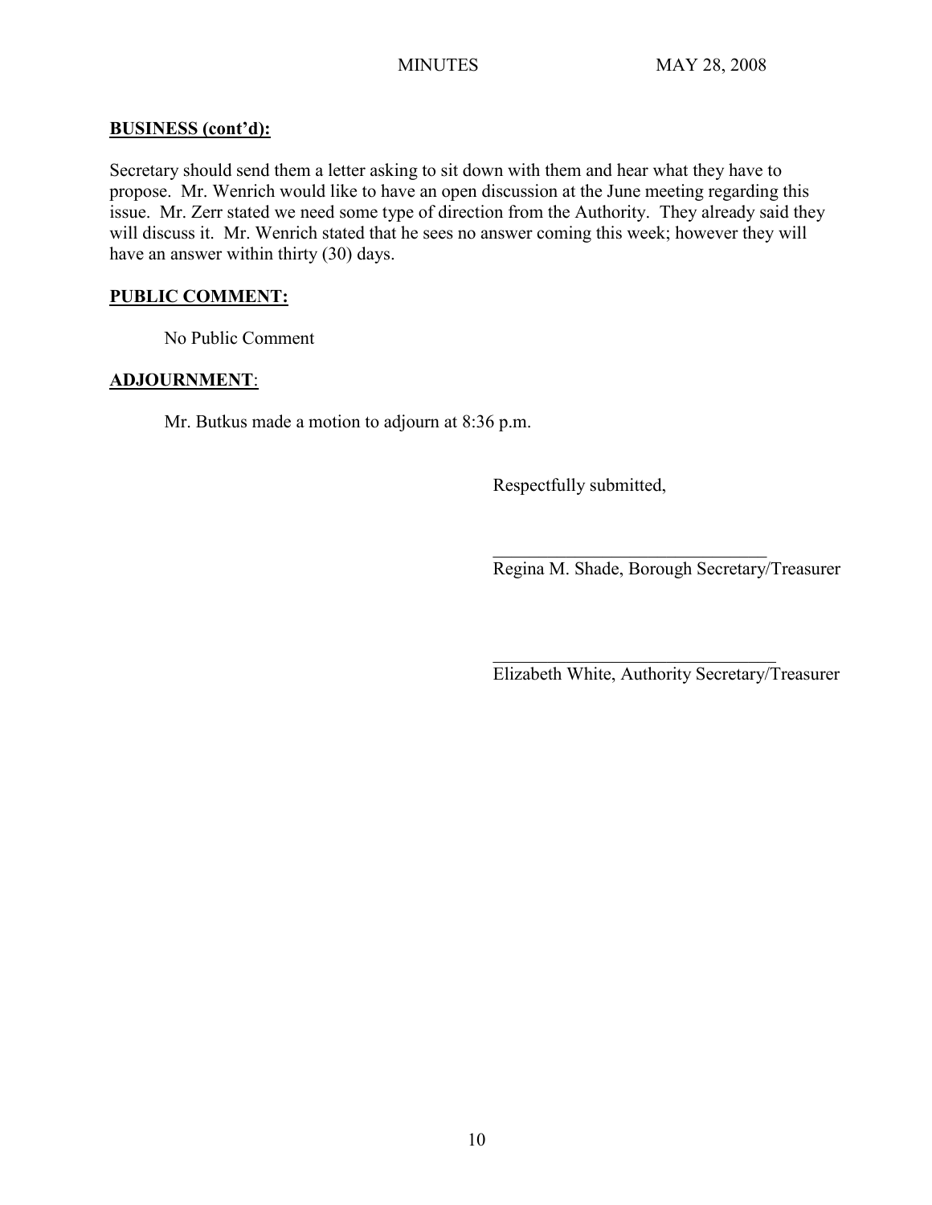**BUSINESS (cont'd):**

Secretary should send them a letter asking to sit down with them and hear what they have to propose. Mr. Wenrich would like to have an open discussion at the June meeting regarding this issue. Mr. Zerr stated we need some type of direction from the Authority. They already said they will discuss it. Mr. Wenrich stated that he sees no answer coming this week; however they will have an answer within thirty (30) days.

**PUBLIC COMMENT:**

No Public Comment

**ADJOURNMENT:**

Mr. Butkus made a motion to adjourn at 8:36 p.m.

Respectfully submitted,

\_\_\_\_\_\_\_\_\_\_\_\_\_\_\_\_\_\_\_\_\_\_\_\_\_\_\_\_\_\_\_\_
Regina M. Shade, Borough Secretary/Treasurer

\_\_\_\_\_\_\_\_\_\_\_\_\_\_\_\_\_\_\_\_\_\_\_\_\_\_\_\_\_\_\_\_
Elizabeth White, Authority Secretary/Treasurer